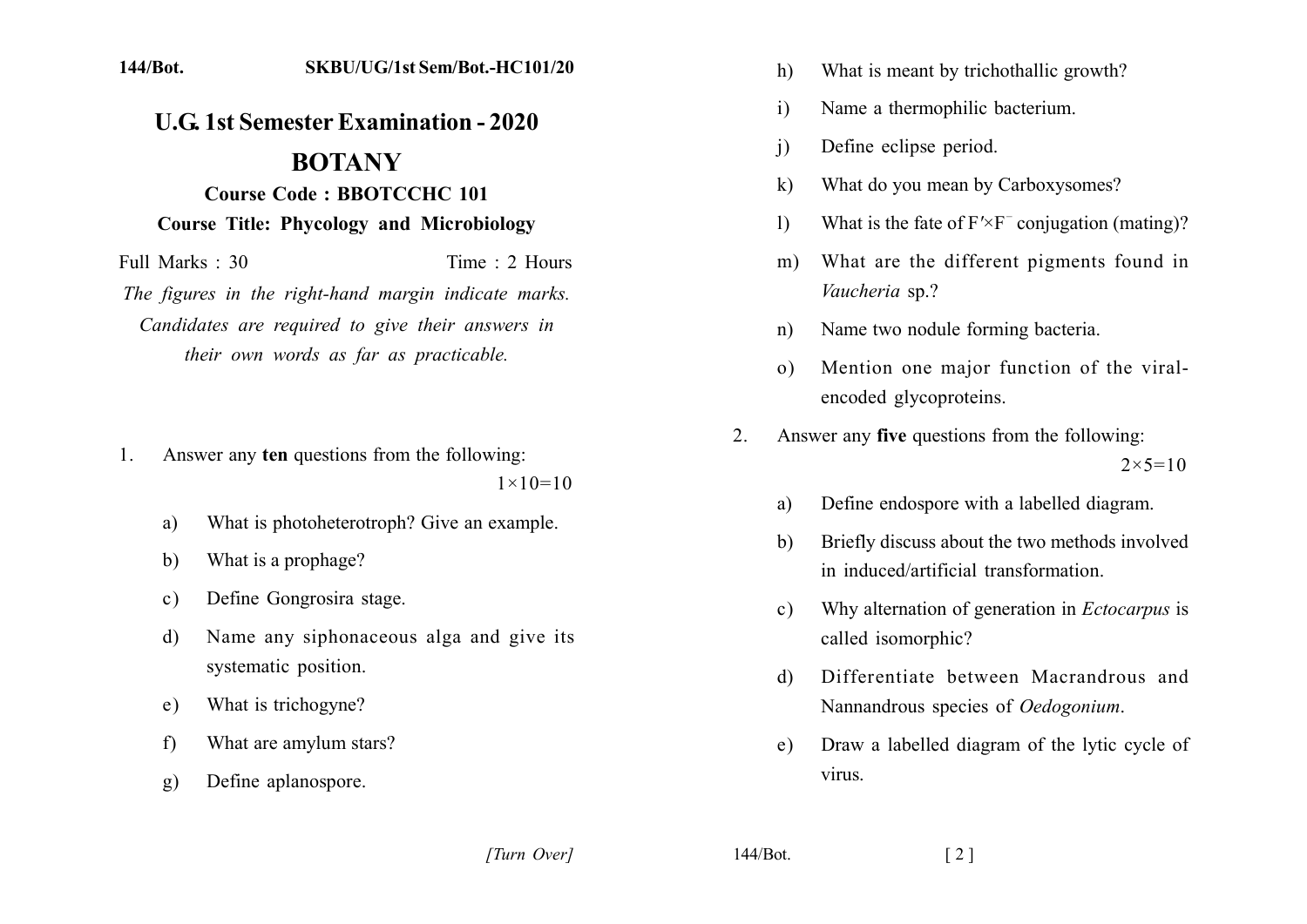144/Bot. SKBU/UG/1st Sem/Bot.-HC101/20

# U.G. 1st Semester Examination - 2020

# BOTANY

### Course Code : BBOTCCHC 101

### Course Title: Phycology and Microbiology

Full Marks : 30 Time : 2 Hours

*The figures in the right-hand margin indicate marks. Candidates are required to give their answers in their own words as far as practicable.*

1. Answer any **ten** questions from the following: $1\times10=10$

   a) What is photoheterotroph? Give an example.

   b) What is a prophage?

   c) Define Gongrosira stage.

   d) Name any siphonaceous alga and give its systematic position.

   e) What is trichogyne?

   f) What are amylum stars?

   g) Define aplanospore.

   h) What is meant by trichothallic growth?

   i) Name a thermophilic bacterium.

   j) Define eclipse period.

   k) What do you mean by Carboxysomes?

   l) What is the fate of $F'\times F^{-}$ conjugation (mating)?

   m) What are the different pigments found in *Vaucheria* sp.?

   n) Name two nodule forming bacteria.

   o) Mention one major function of the viral-encoded glycoproteins.

2. Answer any **five** questions from the following: $2\times5=10$

   a) Define endospore with a labelled diagram.

   b) Briefly discuss about the two methods involved in induced/artificial transformation.

   c) Why alternation of generation in *Ectocarpus* is called isomorphic?

   d) Differentiate between Macrandrous and Nannandrous species of *Oedogonium*.

   e) Draw a labelled diagram of the lytic cycle of virus.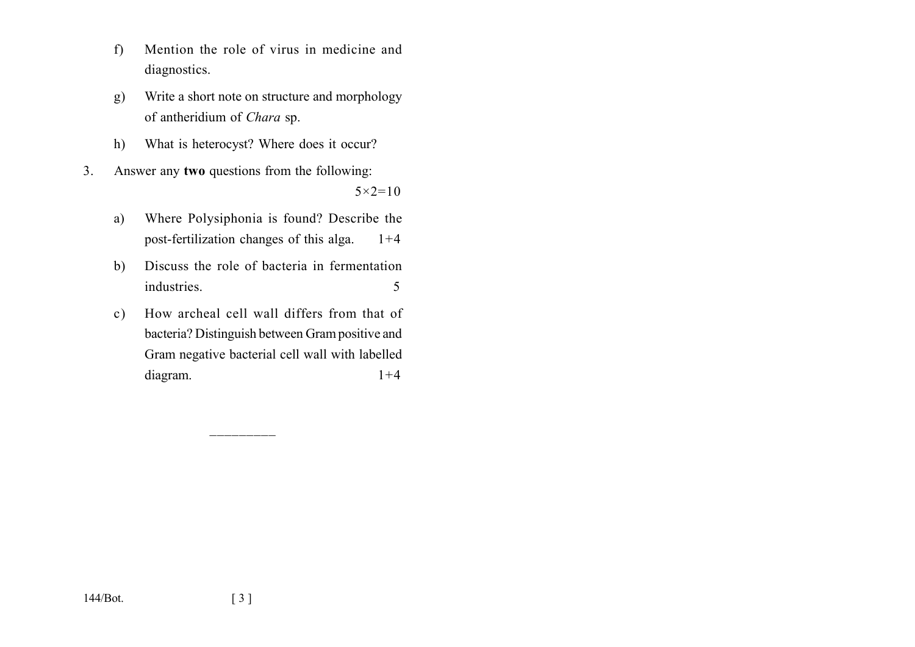f) Mention the role of virus in medicine and diagnostics.

g) Write a short note on structure and morphology of antheridium of *Chara* sp.

h) What is heterocyst? Where does it occur?

3. Answer any **two** questions from the following: $5 \times 2 = 10$

a) Where Polysiphonia is found? Describe the post-fertilization changes of this alga. 1+4

b) Discuss the role of bacteria in fermentation industries. 5

c) How archeal cell wall differs from that of bacteria? Distinguish between Gram positive and Gram negative bacterial cell wall with labelled diagram. 1+4

\_\_\_\_\_\_\_\_\_